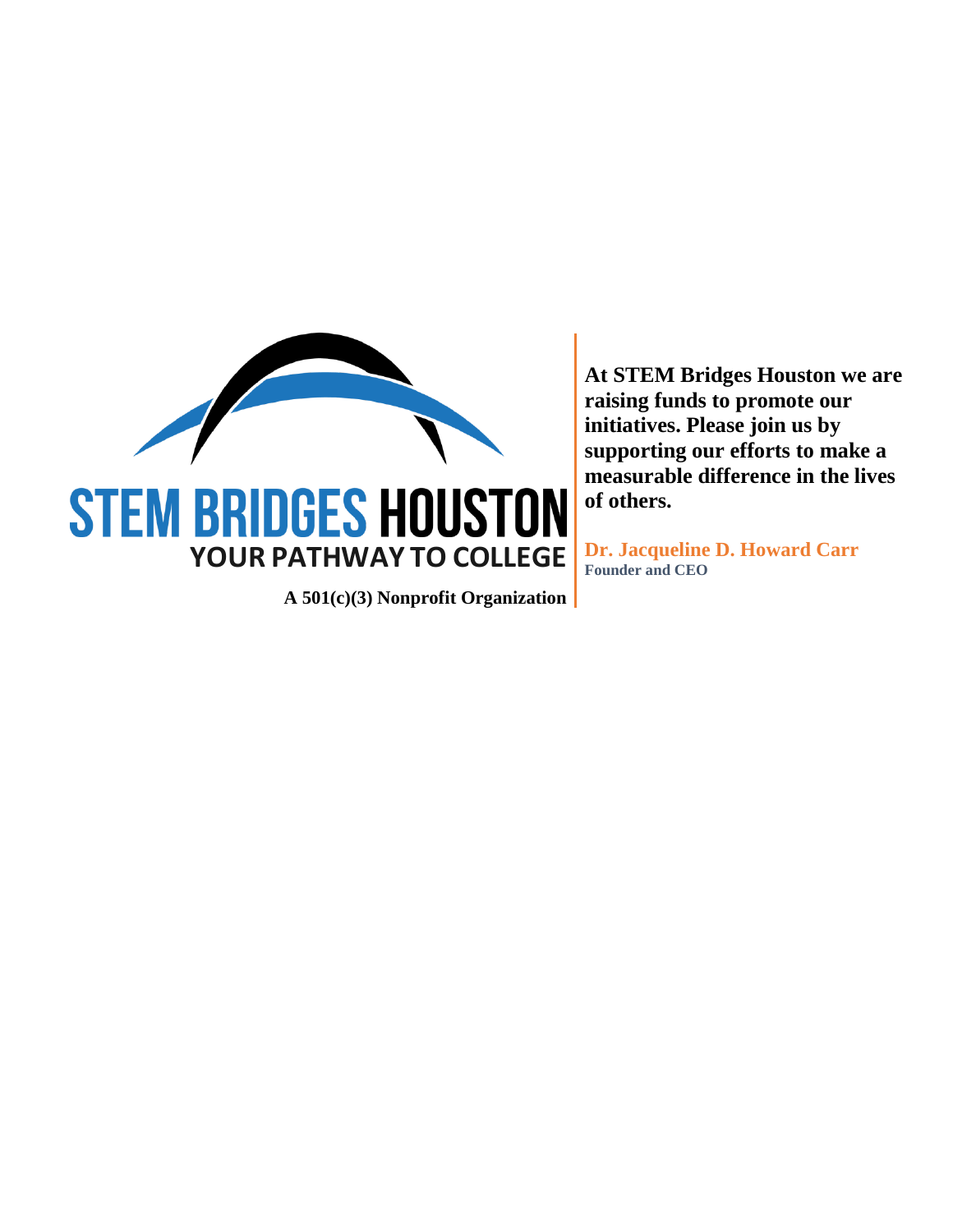# STEM BRIDGES HOUSTON

**YOUR PATHWAY TO COLLEGE**

**A 501(c)(3) Nonprofit Organization**

**At STEM Bridges Houston we are raising funds to promote our initiatives. Please join us by supporting our efforts to make a measurable difference in the lives of others.**

**Dr. Jacqueline D. Howard Carr**
**Founder and CEO**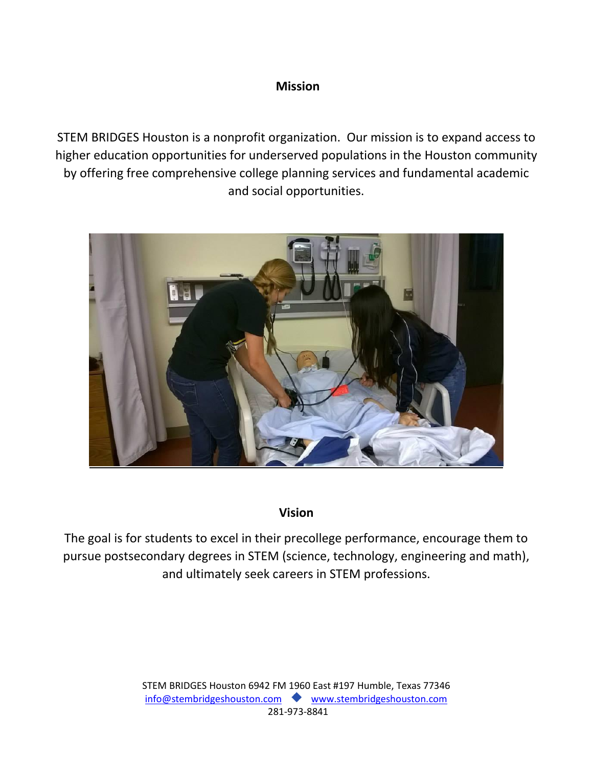## Mission

STEM BRIDGES Houston is a nonprofit organization. Our mission is to expand access to higher education opportunities for underserved populations in the Houston community by offering free comprehensive college planning services and fundamental academic and social opportunities.

## Vision

The goal is for students to excel in their precollege performance, encourage them to pursue postsecondary degrees in STEM (science, technology, engineering and math), and ultimately seek careers in STEM professions.

STEM BRIDGES Houston 6942 FM 1960 East #197 Humble, Texas 77346
info@stembridgeshouston.com ◆ www.stembridgeshouston.com
281-973-8841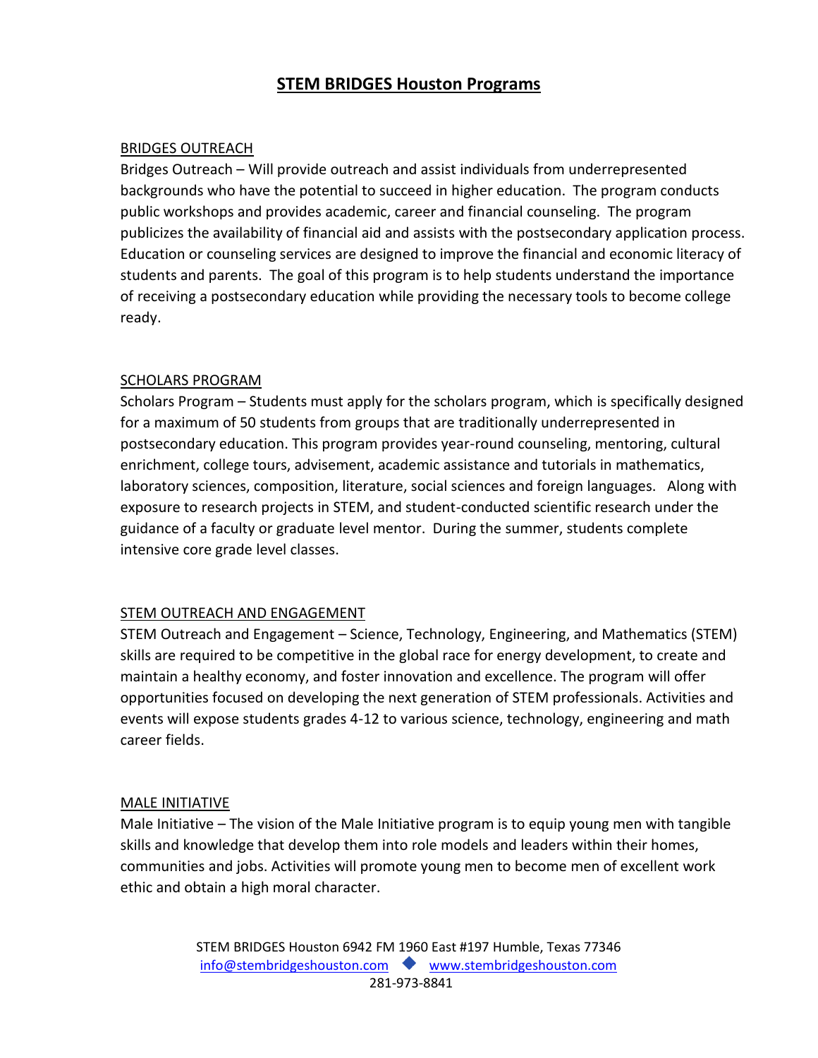# STEM BRIDGES Houston Programs

## BRIDGES OUTREACH

Bridges Outreach – Will provide outreach and assist individuals from underrepresented backgrounds who have the potential to succeed in higher education. The program conducts public workshops and provides academic, career and financial counseling. The program publicizes the availability of financial aid and assists with the postsecondary application process. Education or counseling services are designed to improve the financial and economic literacy of students and parents. The goal of this program is to help students understand the importance of receiving a postsecondary education while providing the necessary tools to become college ready.

## SCHOLARS PROGRAM

Scholars Program – Students must apply for the scholars program, which is specifically designed for a maximum of 50 students from groups that are traditionally underrepresented in postsecondary education. This program provides year-round counseling, mentoring, cultural enrichment, college tours, advisement, academic assistance and tutorials in mathematics, laboratory sciences, composition, literature, social sciences and foreign languages. Along with exposure to research projects in STEM, and student-conducted scientific research under the guidance of a faculty or graduate level mentor. During the summer, students complete intensive core grade level classes.

## STEM OUTREACH AND ENGAGEMENT

STEM Outreach and Engagement – Science, Technology, Engineering, and Mathematics (STEM) skills are required to be competitive in the global race for energy development, to create and maintain a healthy economy, and foster innovation and excellence. The program will offer opportunities focused on developing the next generation of STEM professionals. Activities and events will expose students grades 4-12 to various science, technology, engineering and math career fields.

## MALE INITIATIVE

Male Initiative – The vision of the Male Initiative program is to equip young men with tangible skills and knowledge that develop them into role models and leaders within their homes, communities and jobs. Activities will promote young men to become men of excellent work ethic and obtain a high moral character.

STEM BRIDGES Houston 6942 FM 1960 East #197 Humble, Texas 77346
info@stembridgeshouston.com ◆ www.stembridgeshouston.com
281-973-8841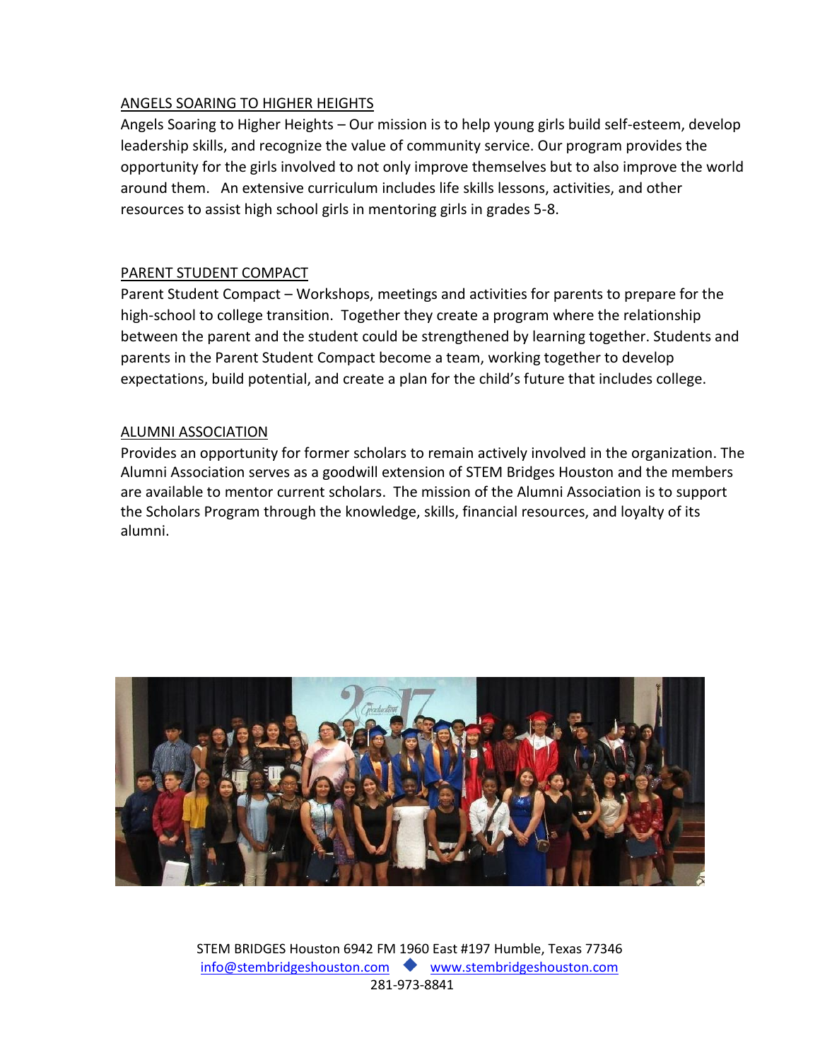## ANGELS SOARING TO HIGHER HEIGHTS

Angels Soaring to Higher Heights – Our mission is to help young girls build self-esteem, develop leadership skills, and recognize the value of community service. Our program provides the opportunity for the girls involved to not only improve themselves but to also improve the world around them. An extensive curriculum includes life skills lessons, activities, and other resources to assist high school girls in mentoring girls in grades 5-8.

## PARENT STUDENT COMPACT

Parent Student Compact – Workshops, meetings and activities for parents to prepare for the high-school to college transition. Together they create a program where the relationship between the parent and the student could be strengthened by learning together. Students and parents in the Parent Student Compact become a team, working together to develop expectations, build potential, and create a plan for the child's future that includes college.

## ALUMNI ASSOCIATION

Provides an opportunity for former scholars to remain actively involved in the organization. The Alumni Association serves as a goodwill extension of STEM Bridges Houston and the members are available to mentor current scholars. The mission of the Alumni Association is to support the Scholars Program through the knowledge, skills, financial resources, and loyalty of its alumni.

STEM BRIDGES Houston 6942 FM 1960 East #197 Humble, Texas 77346
info@stembridgeshouston.com ◆ www.stembridgeshouston.com
281-973-8841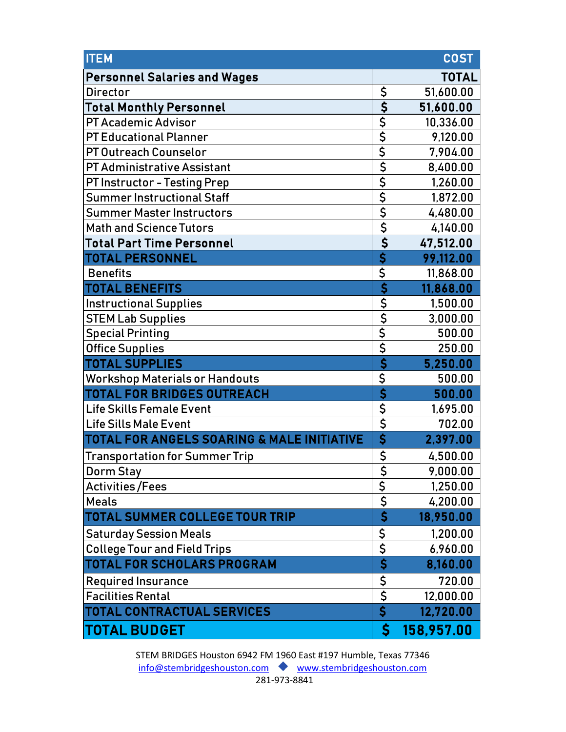| ITEM | COST |
| --- | --- |
| **Personnel Salaries and Wages** | **TOTAL** |
| Director | $ 51,600.00 |
| **Total Monthly Personnel** | **$ 51,600.00** |
| PT Academic Advisor | $ 10,336.00 |
| PT Educational Planner | $ 9,120.00 |
| PT Outreach Counselor | $ 7,904.00 |
| PT Administrative Assistant | $ 8,400.00 |
| PT Instructor - Testing Prep | $ 1,260.00 |
| Summer Instructional Staff | $ 1,872.00 |
| Summer Master Instructors | $ 4,480.00 |
| Math and Science Tutors | $ 4,140.00 |
| **Total Part Time Personnel** | **$ 47,512.00** |
| **TOTAL PERSONNEL** | **$ 99,112.00** |
| Benefits | $ 11,868.00 |
| **TOTAL BENEFITS** | **$ 11,868.00** |
| Instructional Supplies | $ 1,500.00 |
| STEM Lab Supplies | $ 3,000.00 |
| Special Printing | $ 500.00 |
| Office Supplies | $ 250.00 |
| **TOTAL SUPPLIES** | **$ 5,250.00** |
| Workshop Materials or Handouts | $ 500.00 |
| **TOTAL FOR BRIDGES OUTREACH** | **$ 500.00** |
| Life Skills Female Event | $ 1,695.00 |
| Life Sills Male Event | $ 702.00 |
| **TOTAL FOR ANGELS SOARING & MALE INITIATIVE** | **$ 2,397.00** |
| Transportation for Summer Trip | $ 4,500.00 |
| Dorm Stay | $ 9,000.00 |
| Activities /Fees | $ 1,250.00 |
| Meals | $ 4,200.00 |
| **TOTAL SUMMER COLLEGE TOUR TRIP** | **$ 18,950.00** |
| Saturday Session Meals | $ 1,200.00 |
| College Tour and Field Trips | $ 6,960.00 |
| **TOTAL FOR SCHOLARS PROGRAM** | **$ 8,160.00** |
| Required Insurance | $ 720.00 |
| Facilities Rental | $ 12,000.00 |
| **TOTAL CONTRACTUAL SERVICES** | **$ 12,720.00** |
| **TOTAL BUDGET** | **$ 158,957.00** |

STEM BRIDGES Houston 6942 FM 1960 East #197 Humble, Texas 77346
info@stembridgeshouston.com ◆ www.stembridgeshouston.com
281-973-8841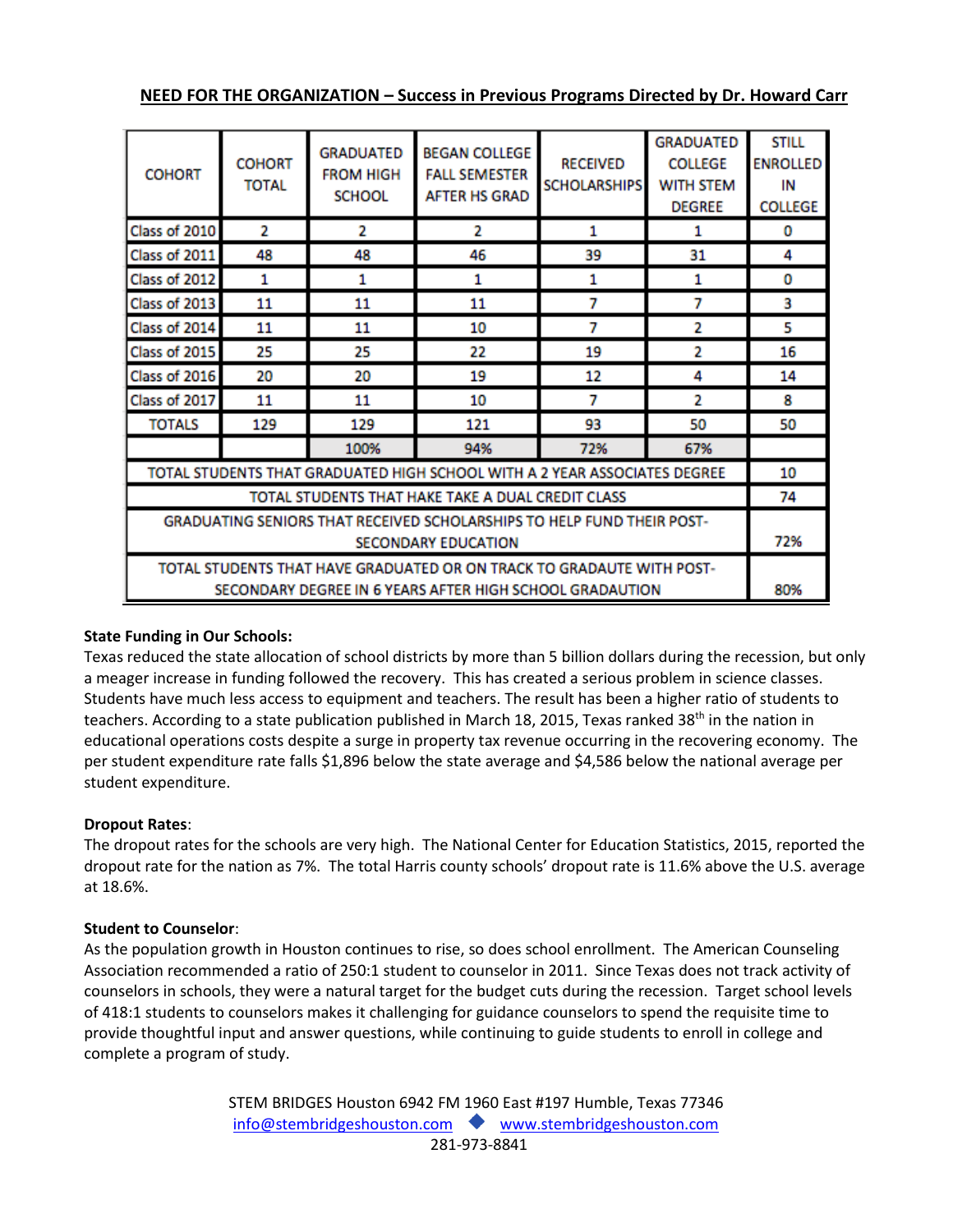**NEED FOR THE ORGANIZATION – Success in Previous Programs Directed by Dr. Howard Carr**

| COHORT | COHORT TOTAL | GRADUATED FROM HIGH SCHOOL | BEGAN COLLEGE FALL SEMESTER AFTER HS GRAD | RECEIVED SCHOLARSHIPS | GRADUATED COLLEGE WITH STEM DEGREE | STILL ENROLLED IN COLLEGE |
|---|---|---|---|---|---|---|
| Class of 2010 | 2 | 2 | 2 | 1 | 1 | 0 |
| Class of 2011 | 48 | 48 | 46 | 39 | 31 | 4 |
| Class of 2012 | 1 | 1 | 1 | 1 | 1 | 0 |
| Class of 2013 | 11 | 11 | 11 | 7 | 7 | 3 |
| Class of 2014 | 11 | 11 | 10 | 7 | 2 | 5 |
| Class of 2015 | 25 | 25 | 22 | 19 | 2 | 16 |
| Class of 2016 | 20 | 20 | 19 | 12 | 4 | 14 |
| Class of 2017 | 11 | 11 | 10 | 7 | 2 | 8 |
| TOTALS | 129 | 129 | 121 | 93 | 50 | 50 |
| | | 100% | 94% | 72% | 67% | |
| TOTAL STUDENTS THAT GRADUATED HIGH SCHOOL WITH A 2 YEAR ASSOCIATES DEGREE | | | | | | 10 |
| TOTAL STUDENTS THAT HAKE TAKE A DUAL CREDIT CLASS | | | | | | 74 |
| GRADUATING SENIORS THAT RECEIVED SCHOLARSHIPS TO HELP FUND THEIR POST-SECONDARY EDUCATION | | | | | | 72% |
| TOTAL STUDENTS THAT HAVE GRADUATED OR ON TRACK TO GRADAUTE WITH POST-SECONDARY DEGREE IN 6 YEARS AFTER HIGH SCHOOL GRADAUTION | | | | | | 80% |

**State Funding in Our Schools:**

Texas reduced the state allocation of school districts by more than 5 billion dollars during the recession, but only a meager increase in funding followed the recovery. This has created a serious problem in science classes. Students have much less access to equipment and teachers. The result has been a higher ratio of students to teachers. According to a state publication published in March 18, 2015, Texas ranked 38th in the nation in educational operations costs despite a surge in property tax revenue occurring in the recovering economy. The per student expenditure rate falls $1,896 below the state average and $4,586 below the national average per student expenditure.

**Dropout Rates**:

The dropout rates for the schools are very high. The National Center for Education Statistics, 2015, reported the dropout rate for the nation as 7%. The total Harris county schools' dropout rate is 11.6% above the U.S. average at 18.6%.

**Student to Counselor**:

As the population growth in Houston continues to rise, so does school enrollment. The American Counseling Association recommended a ratio of 250:1 student to counselor in 2011. Since Texas does not track activity of counselors in schools, they were a natural target for the budget cuts during the recession. Target school levels of 418:1 students to counselors makes it challenging for guidance counselors to spend the requisite time to provide thoughtful input and answer questions, while continuing to guide students to enroll in college and complete a program of study.

STEM BRIDGES Houston 6942 FM 1960 East #197 Humble, Texas 77346
info@stembridgeshouston.com ◆ www.stembridgeshouston.com
281-973-8841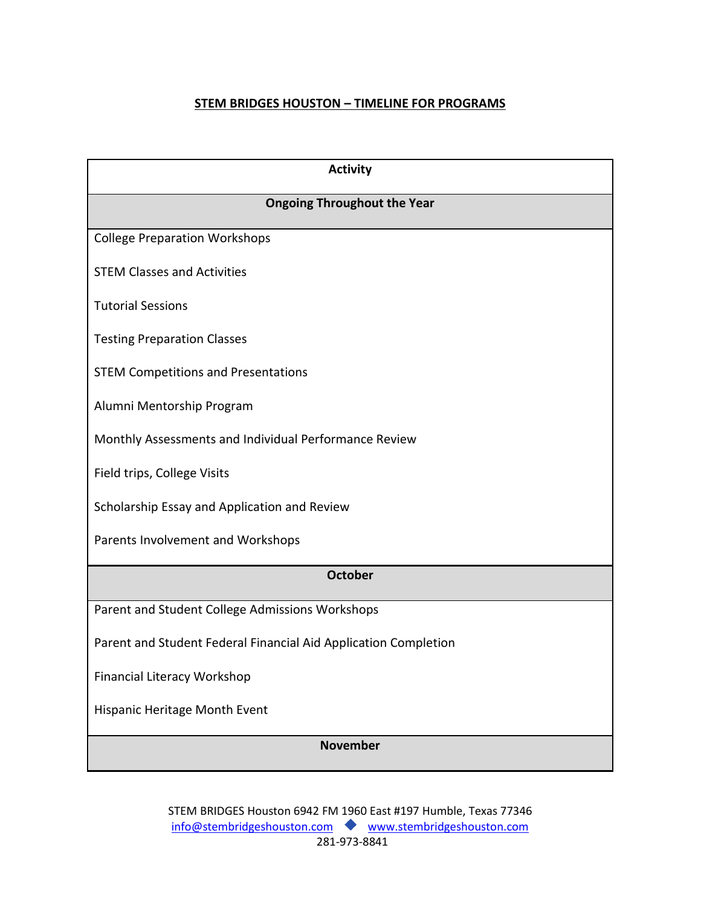**STEM BRIDGES HOUSTON – TIMELINE FOR PROGRAMS**

| Activity |
|---|
| **Ongoing Throughout the Year** |
| College Preparation Workshops |
| STEM Classes and Activities |
| Tutorial Sessions |
| Testing Preparation Classes |
| STEM Competitions and Presentations |
| Alumni Mentorship Program |
| Monthly Assessments and Individual Performance Review |
| Field trips, College Visits |
| Scholarship Essay and Application and Review |
| Parents Involvement and Workshops |
| **October** |
| Parent and Student College Admissions Workshops |
| Parent and Student Federal Financial Aid Application Completion |
| Financial Literacy Workshop |
| Hispanic Heritage Month Event |
| **November** |

STEM BRIDGES Houston 6942 FM 1960 East #197 Humble, Texas 77346
info@stembridgeshouston.com ◆ www.stembridgeshouston.com
281-973-8841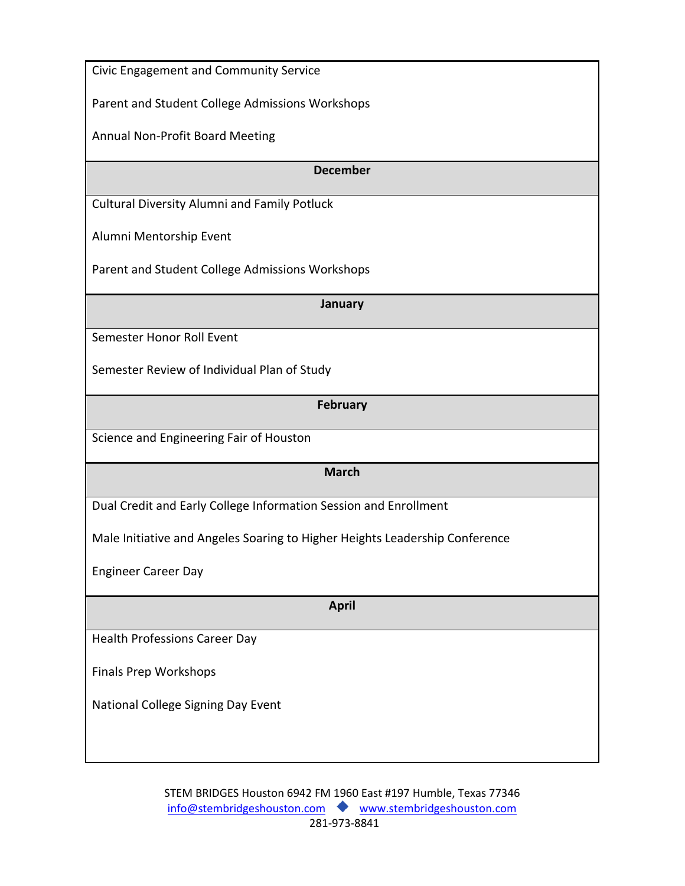| |
|---|
| Civic Engagement and Community Service<br><br>Parent and Student College Admissions Workshops<br><br>Annual Non-Profit Board Meeting |
| **December** |
| Cultural Diversity Alumni and Family Potluck<br><br>Alumni Mentorship Event<br><br>Parent and Student College Admissions Workshops |
| **January** |
| Semester Honor Roll Event<br><br>Semester Review of Individual Plan of Study |
| **February** |
| Science and Engineering Fair of Houston |
| **March** |
| Dual Credit and Early College Information Session and Enrollment<br><br>Male Initiative and Angeles Soaring to Higher Heights Leadership Conference<br><br>Engineer Career Day |
| **April** |
| Health Professions Career Day<br><br>Finals Prep Workshops<br><br>National College Signing Day Event |

STEM BRIDGES Houston 6942 FM 1960 East #197 Humble, Texas 77346
info@stembridgeshouston.com ◆ www.stembridgeshouston.com
281-973-8841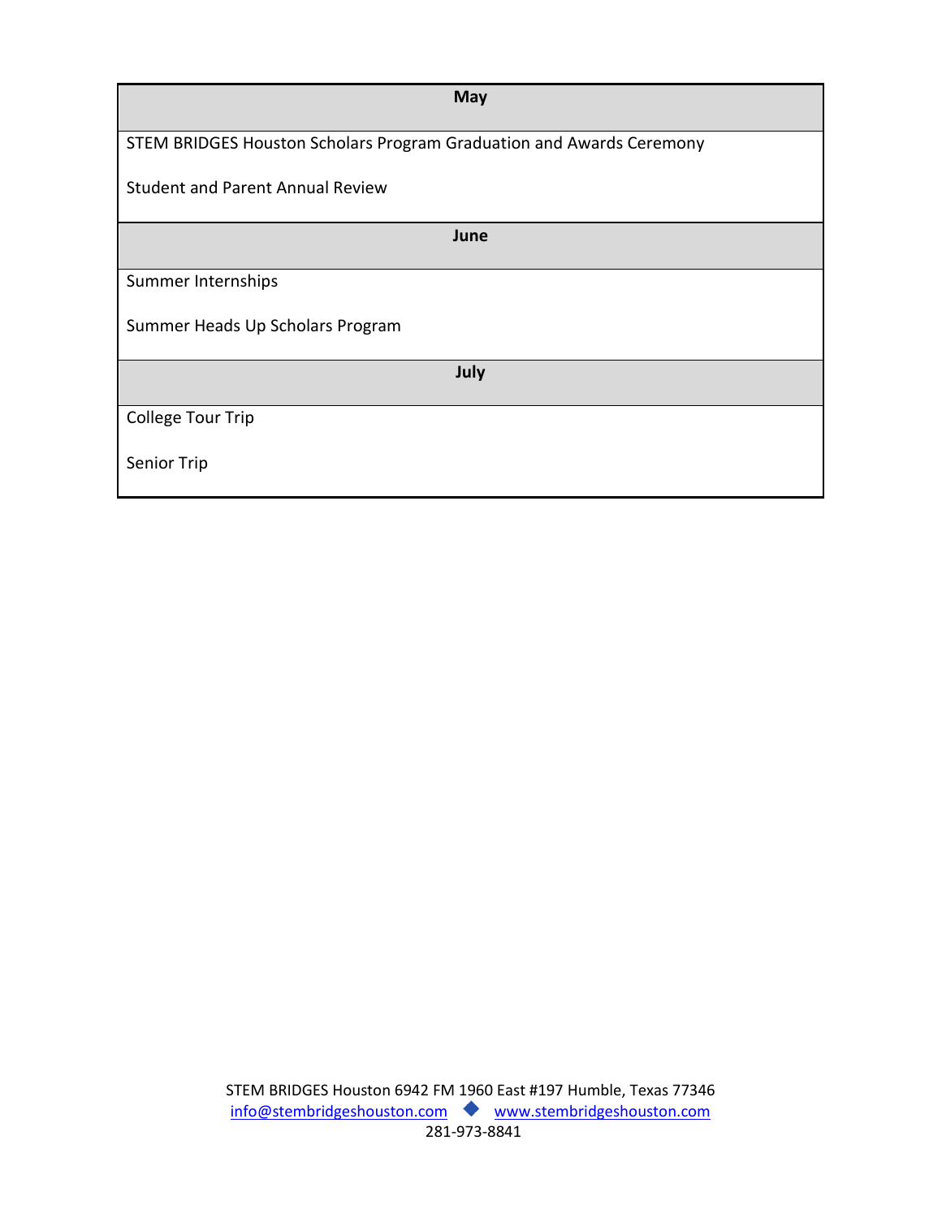| May |
|---|
| STEM BRIDGES Houston Scholars Program Graduation and Awards Ceremony<br><br>Student and Parent Annual Review |
| **June** |
| Summer Internships<br><br>Summer Heads Up Scholars Program |
| **July** |
| College Tour Trip<br><br>Senior Trip |

STEM BRIDGES Houston 6942 FM 1960 East #197 Humble, Texas 77346
info@stembridgeshouston.com ◆ www.stembridgeshouston.com
281-973-8841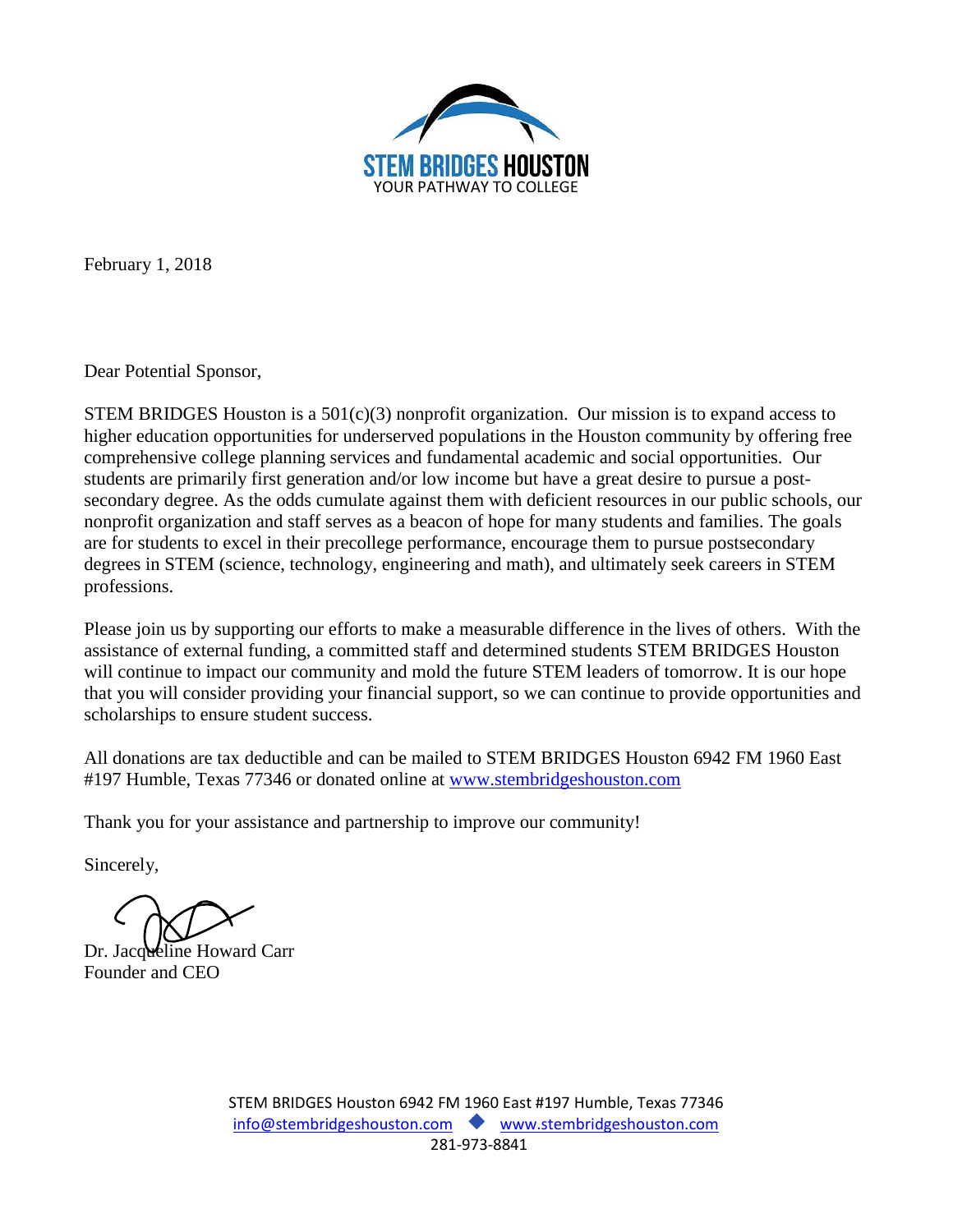**STEM BRIDGES HOUSTON**
YOUR PATHWAY TO COLLEGE

February 1, 2018

Dear Potential Sponsor,

STEM BRIDGES Houston is a 501(c)(3) nonprofit organization. Our mission is to expand access to higher education opportunities for underserved populations in the Houston community by offering free comprehensive college planning services and fundamental academic and social opportunities. Our students are primarily first generation and/or low income but have a great desire to pursue a post-secondary degree. As the odds cumulate against them with deficient resources in our public schools, our nonprofit organization and staff serves as a beacon of hope for many students and families. The goals are for students to excel in their precollege performance, encourage them to pursue postsecondary degrees in STEM (science, technology, engineering and math), and ultimately seek careers in STEM professions.

Please join us by supporting our efforts to make a measurable difference in the lives of others. With the assistance of external funding, a committed staff and determined students STEM BRIDGES Houston will continue to impact our community and mold the future STEM leaders of tomorrow. It is our hope that you will consider providing your financial support, so we can continue to provide opportunities and scholarships to ensure student success.

All donations are tax deductible and can be mailed to STEM BRIDGES Houston 6942 FM 1960 East #197 Humble, Texas 77346 or donated online at www.stembridgeshouston.com

Thank you for your assistance and partnership to improve our community!

Sincerely,

Dr. Jacqueline Howard Carr
Founder and CEO

STEM BRIDGES Houston 6942 FM 1960 East #197 Humble, Texas 77346
info@stembridgeshouston.com ◆ www.stembridgeshouston.com
281-973-8841